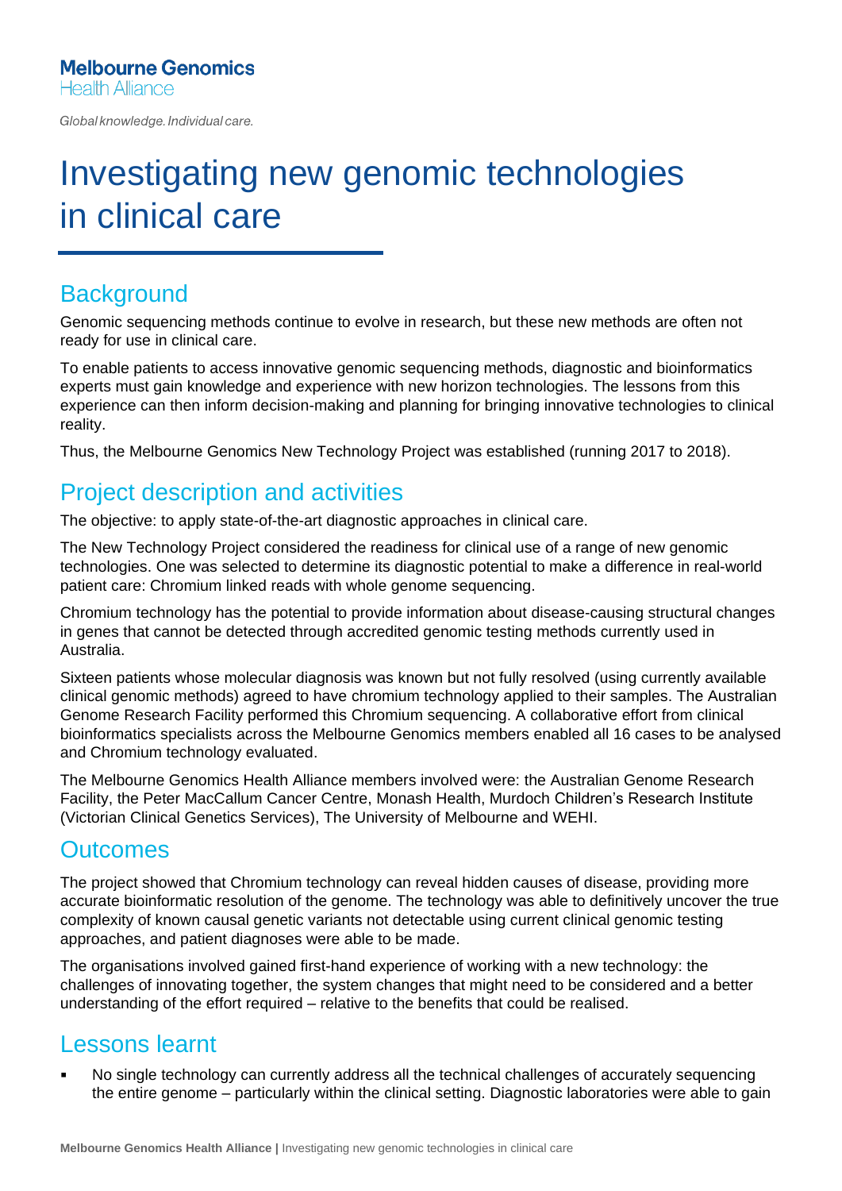**Melbourne Genomics**
Health Alliance

*Global knowledge. Individual care.*

# Investigating new genomic technologies in clinical care

## Background

Genomic sequencing methods continue to evolve in research, but these new methods are often not ready for use in clinical care.

To enable patients to access innovative genomic sequencing methods, diagnostic and bioinformatics experts must gain knowledge and experience with new horizon technologies. The lessons from this experience can then inform decision-making and planning for bringing innovative technologies to clinical reality.

Thus, the Melbourne Genomics New Technology Project was established (running 2017 to 2018).

## Project description and activities

The objective: to apply state-of-the-art diagnostic approaches in clinical care.

The New Technology Project considered the readiness for clinical use of a range of new genomic technologies. One was selected to determine its diagnostic potential to make a difference in real-world patient care: Chromium linked reads with whole genome sequencing.

Chromium technology has the potential to provide information about disease-causing structural changes in genes that cannot be detected through accredited genomic testing methods currently used in Australia.

Sixteen patients whose molecular diagnosis was known but not fully resolved (using currently available clinical genomic methods) agreed to have chromium technology applied to their samples. The Australian Genome Research Facility performed this Chromium sequencing. A collaborative effort from clinical bioinformatics specialists across the Melbourne Genomics members enabled all 16 cases to be analysed and Chromium technology evaluated.

The Melbourne Genomics Health Alliance members involved were: the Australian Genome Research Facility, the Peter MacCallum Cancer Centre, Monash Health, Murdoch Children's Research Institute (Victorian Clinical Genetics Services), The University of Melbourne and WEHI.

## Outcomes

The project showed that Chromium technology can reveal hidden causes of disease, providing more accurate bioinformatic resolution of the genome. The technology was able to definitively uncover the true complexity of known causal genetic variants not detectable using current clinical genomic testing approaches, and patient diagnoses were able to be made.

The organisations involved gained first-hand experience of working with a new technology: the challenges of innovating together, the system changes that might need to be considered and a better understanding of the effort required – relative to the benefits that could be realised.

## Lessons learnt

- No single technology can currently address all the technical challenges of accurately sequencing the entire genome – particularly within the clinical setting. Diagnostic laboratories were able to gain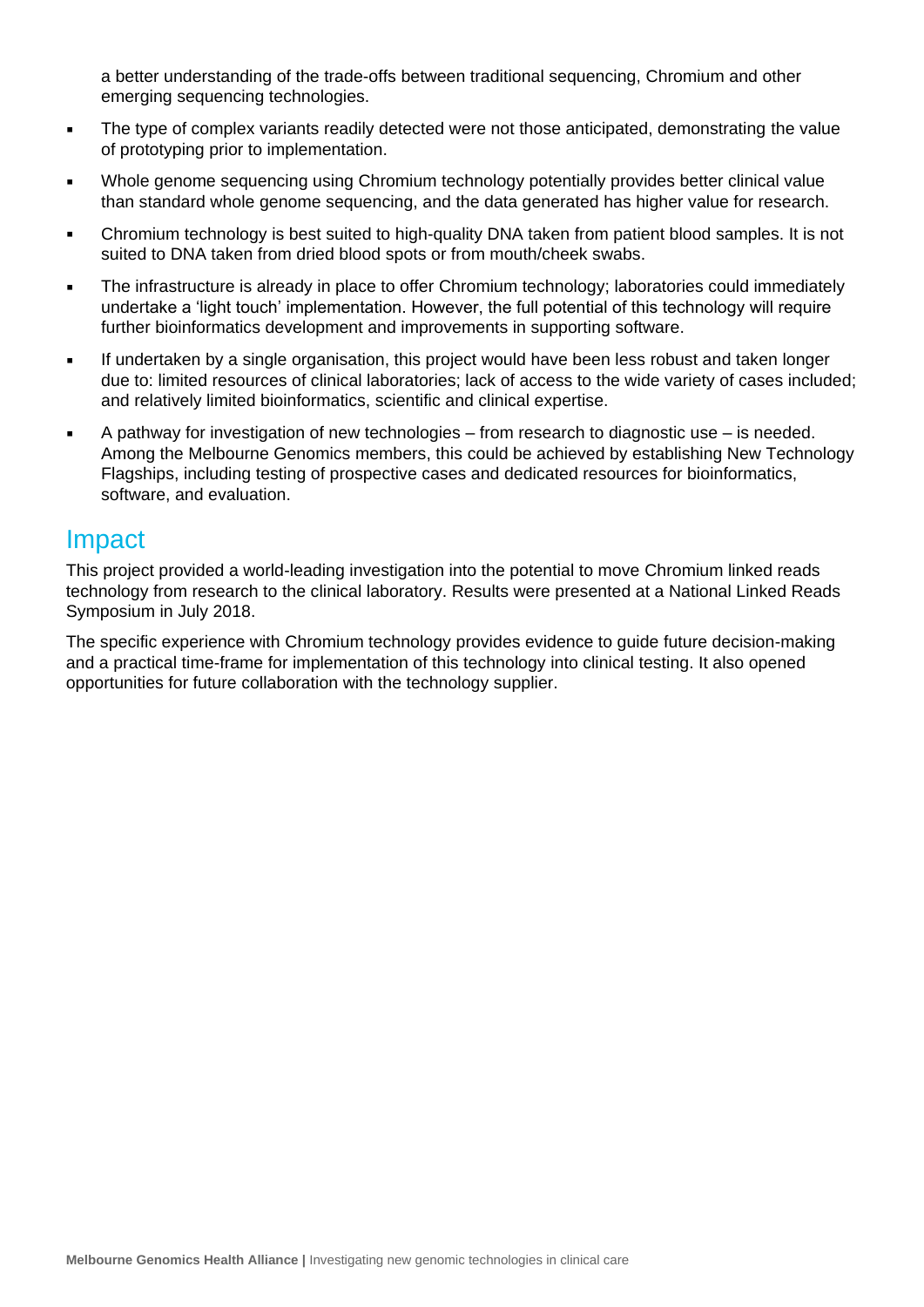a better understanding of the trade-offs between traditional sequencing, Chromium and other emerging sequencing technologies.

- The type of complex variants readily detected were not those anticipated, demonstrating the value of prototyping prior to implementation.
- Whole genome sequencing using Chromium technology potentially provides better clinical value than standard whole genome sequencing, and the data generated has higher value for research.
- Chromium technology is best suited to high-quality DNA taken from patient blood samples. It is not suited to DNA taken from dried blood spots or from mouth/cheek swabs.
- The infrastructure is already in place to offer Chromium technology; laboratories could immediately undertake a 'light touch' implementation. However, the full potential of this technology will require further bioinformatics development and improvements in supporting software.
- If undertaken by a single organisation, this project would have been less robust and taken longer due to: limited resources of clinical laboratories; lack of access to the wide variety of cases included; and relatively limited bioinformatics, scientific and clinical expertise.
- A pathway for investigation of new technologies – from research to diagnostic use – is needed. Among the Melbourne Genomics members, this could be achieved by establishing New Technology Flagships, including testing of prospective cases and dedicated resources for bioinformatics, software, and evaluation.

## Impact

This project provided a world-leading investigation into the potential to move Chromium linked reads technology from research to the clinical laboratory. Results were presented at a National Linked Reads Symposium in July 2018.

The specific experience with Chromium technology provides evidence to guide future decision-making and a practical time-frame for implementation of this technology into clinical testing. It also opened opportunities for future collaboration with the technology supplier.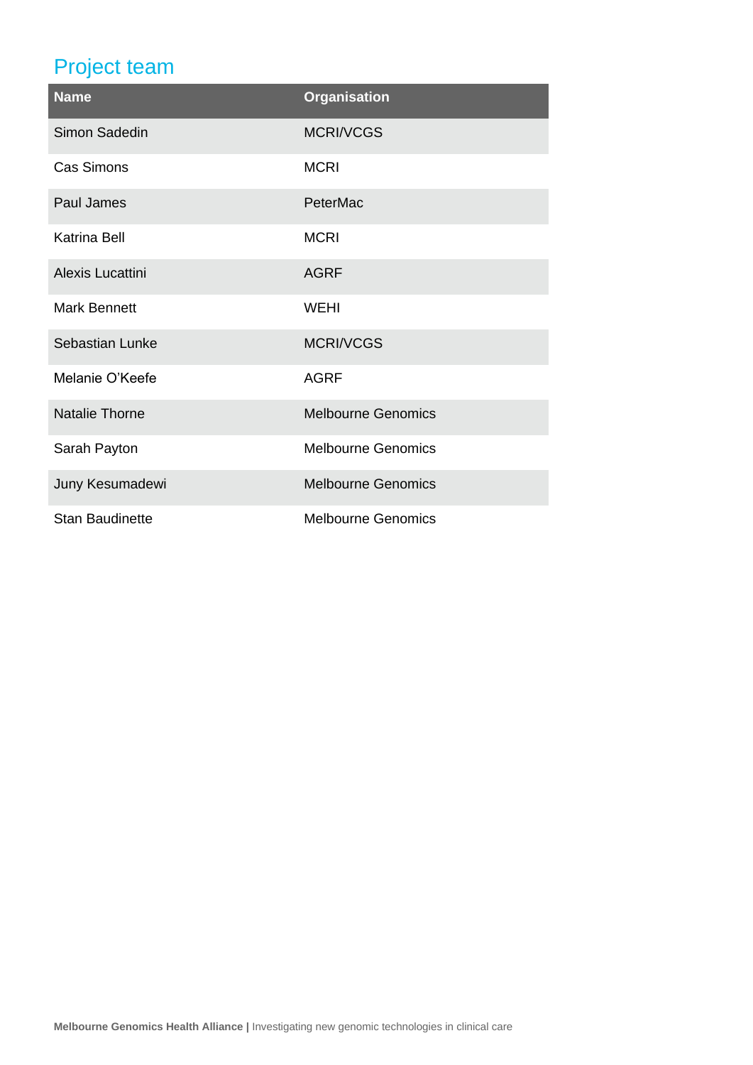## Project team

| Name | Organisation |
| --- | --- |
| Simon Sadedin | MCRI/VCGS |
| Cas Simons | MCRI |
| Paul James | PeterMac |
| Katrina Bell | MCRI |
| Alexis Lucattini | AGRF |
| Mark Bennett | WEHI |
| Sebastian Lunke | MCRI/VCGS |
| Melanie O'Keefe | AGRF |
| Natalie Thorne | Melbourne Genomics |
| Sarah Payton | Melbourne Genomics |
| Juny Kesumadewi | Melbourne Genomics |
| Stan Baudinette | Melbourne Genomics |